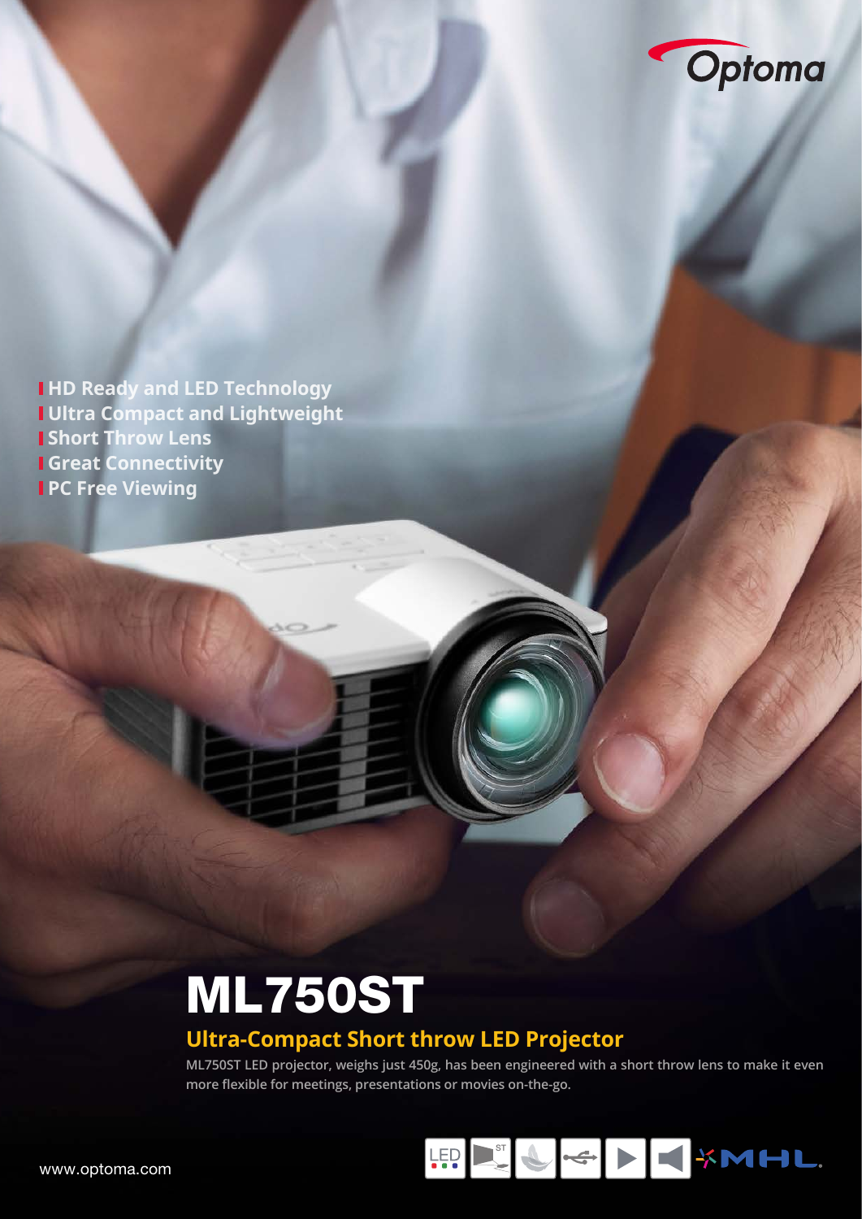- HD Ready and LED Technology
- Ultra Compact and Lightweight
- Short Throw Lens
- Great Connectivity
- PC Free Viewing

# ML750ST

## Ultra-Compact Short throw LED Projector

**ML750ST LED projector, weighs just 450g, has been engineered with a short throw lens to make it even more flexible for meetings, presentations or movies on-the-go.**

www.optoma.com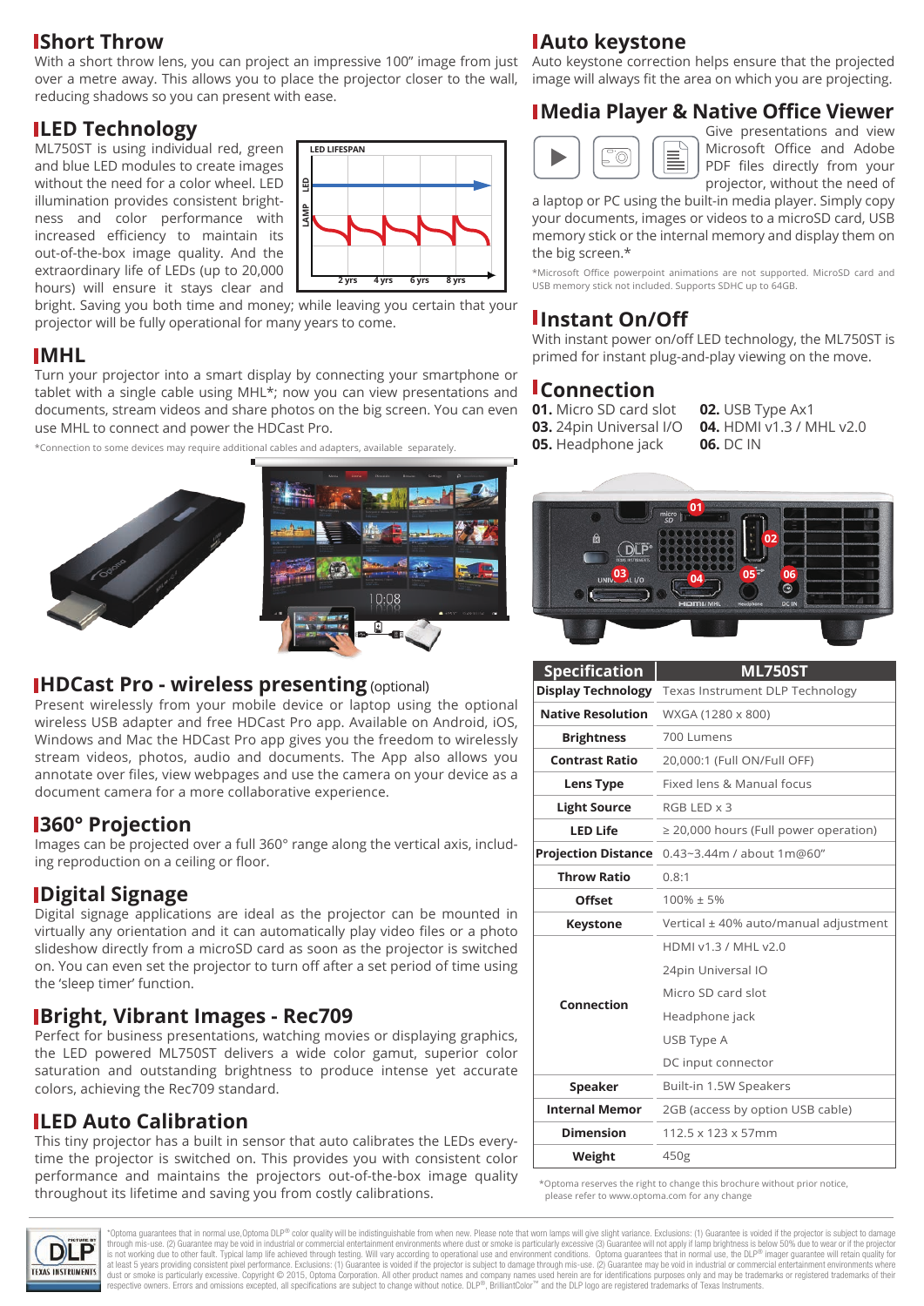## Short Throw

With a short throw lens, you can project an impressive 100" image from just over a metre away. This allows you to place the projector closer to the wall, reducing shadows so you can present with ease.

## LED Technology

ML750ST is using individual red, green and blue LED modules to create images without the need for a color wheel. LED illumination provides consistent brightness and color performance with increased efficiency to maintain its out-of-the-box image quality. And the extraordinary life of LEDs (up to 20,000 hours) will ensure it stays clear and bright. Saving you both time and money; while leaving you certain that your projector will be fully operational for many years to come.

LED LIFESPAN
LAMP
LED
2 yrs
4 yrs
6 yrs
8 yrs

## MHL

Turn your projector into a smart display by connecting your smartphone or tablet with a single cable using MHL*; now you can view presentations and documents, stream videos and share photos on the big screen. You can even use MHL to connect and power the HDCast Pro.

*Connection to some devices may require additional cables and adapters, available separately.

## HDCast Pro - wireless presenting (optional)

Present wirelessly from your mobile device or laptop using the optional wireless USB adapter and free HDCast Pro app. Available on Android, iOS, Windows and Mac the HDCast Pro app gives you the freedom to wirelessly stream videos, photos, audio and documents. The App also allows you annotate over files, view webpages and use the camera on your device as a document camera for a more collaborative experience.

## 360° Projection

Images can be projected over a full 360° range along the vertical axis, including reproduction on a ceiling or floor.

## Digital Signage

Digital signage applications are ideal as the projector can be mounted in virtually any orientation and it can automatically play video files or a photo slideshow directly from a microSD card as soon as the projector is switched on. You can even set the projector to turn off after a set period of time using the 'sleep timer' function.

## Bright, Vibrant Images - Rec709

Perfect for business presentations, watching movies or displaying graphics, the LED powered ML750ST delivers a wide color gamut, superior color saturation and outstanding brightness to produce intense yet accurate colors, achieving the Rec709 standard.

## LED Auto Calibration

This tiny projector has a built in sensor that auto calibrates the LEDs everytime the projector is switched on. This provides you with consistent color performance and maintains the projectors out-of-the-box image quality throughout its lifetime and saving you from costly calibrations.

## Auto keystone

Auto keystone correction helps ensure that the projected image will always fit the area on which you are projecting.

## Media Player & Native Office Viewer

Give presentations and view Microsoft Office and Adobe PDF files directly from your projector, without the need of a laptop or PC using the built-in media player. Simply copy your documents, images or videos to a microSD card, USB memory stick or the internal memory and display them on the big screen.*

*Microsoft Office powerpoint animations are not supported. MicroSD card and USB memory stick not included. Supports SDHC up to 64GB.

## Instant On/Off

With instant power on/off LED technology, the ML750ST is primed for instant plug-and-play viewing on the move.

## Connection

**01.** Micro SD card slot
**02.** USB Type Ax1
**03.** 24pin Universal I/O
**04.** HDMI v1.3 / MHL v2.0
**05.** Headphone jack
**06.** DC IN

| Specification | ML750ST |
|---|---|
| Display Technology | Texas Instrument DLP Technology |
| Native Resolution | WXGA (1280 x 800) |
| Brightness | 700 Lumens |
| Contrast Ratio | 20,000:1 (Full ON/Full OFF) |
| Lens Type | Fixed lens & Manual focus |
| Light Source | RGB LED x 3 |
| LED Life | ≥ 20,000 hours (Full power operation) |
| Projection Distance | 0.43~3.44m / about 1m@60" |
| Throw Ratio | 0.8:1 |
| Offset | 100% ± 5% |
| Keystone | Vertical ± 40% auto/manual adjustment |
| Connection | HDMI v1.3 / MHL v2.0<br>24pin Universal IO<br>Micro SD card slot<br>Headphone jack<br>USB Type A<br>DC input connector |
| Speaker | Built-in 1.5W Speakers |
| Internal Memor | 2GB (access by option USB cable) |
| Dimension | 112.5 x 123 x 57mm |
| Weight | 450g |

*Optoma reserves the right to change this brochure without prior notice, please refer to www.optoma.com for any change

*Optoma guarantees that in normal use,Optoma DLP® color quality will be indistinguishable from when new. Please note that worn lamps will give slight variance. Exclusions: (1) Guarantee is voided if the projector is subject to damage through mis-use. (2) Guarantee may be void in industrial or commercial entertainment environments where dust or smoke is particularly excessive (3) Guarantee will not apply if lamp brightness is below 50% due to wear or if the projector is not working due to other fault. Typical lamp life achieved through testing. Will vary according to operational use and environment conditions. Optoma guarantees that in normal use, the DLP® imager guarantee will retain quality for at least 5 years providing consistent pixel performance. Exclusions: (1) Guarantee is voided if the projector is subject to damage through mis-use. (2) Guarantee may be void in industrial or commercial entertainment environments where dust or smoke is particularly excessive. Copyright © 2015, Optoma Corporation. All other product names and company names used herein are for identifications purposes only and may be trademarks or registered trademarks of their respective owners. Errors and omissions excepted, all specifications are subject to change without notice. DLP®, BrilliantColor™ and the DLP logo are registered trademarks of Texas Instruments.